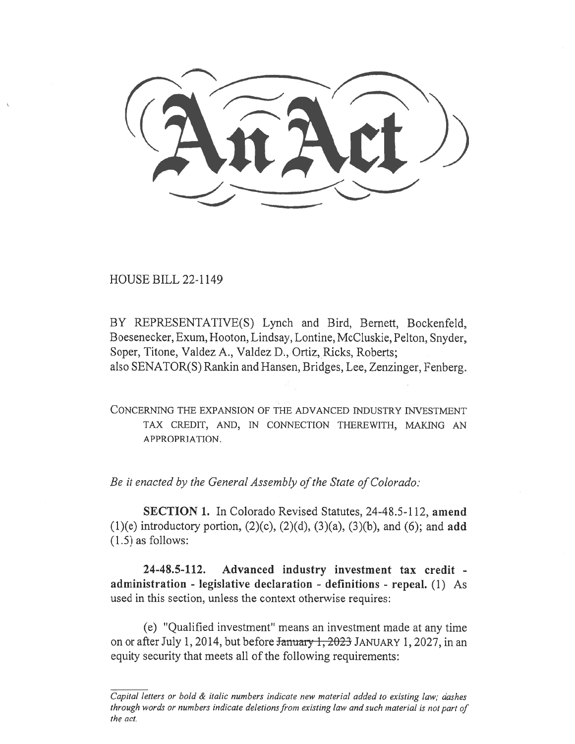# An Act

HOUSE BILL 22-1149

BY REPRESENTATIVE(S) Lynch and Bird, Bernett, Bockenfeld, Boesenecker, Exum, Hooton, Lindsay, Lontine, McCluskie, Pelton, Snyder, Soper, Titone, Valdez A., Valdez D., Ortiz, Ricks, Roberts;
also SENATOR(S) Rankin and Hansen, Bridges, Lee, Zenzinger, Fenberg.

CONCERNING THE EXPANSION OF THE ADVANCED INDUSTRY INVESTMENT TAX CREDIT, AND, IN CONNECTION THEREWITH, MAKING AN APPROPRIATION.

*Be it enacted by the General Assembly of the State of Colorado:*

**SECTION 1.** In Colorado Revised Statutes, 24-48.5-112, **amend** (1)(e) introductory portion, (2)(c), (2)(d), (3)(a), (3)(b), and (6); and **add** (1.5) as follows:

**24-48.5-112. Advanced industry investment tax credit - administration - legislative declaration - definitions - repeal.** (1) As used in this section, unless the context otherwise requires:

(e) "Qualified investment" means an investment made at any time on or after July 1, 2014, but before ~~January 1, 2023~~ JANUARY 1, 2027, in an equity security that meets all of the following requirements:

*Capital letters or bold & italic numbers indicate new material added to existing law; dashes through words or numbers indicate deletions from existing law and such material is not part of the act.*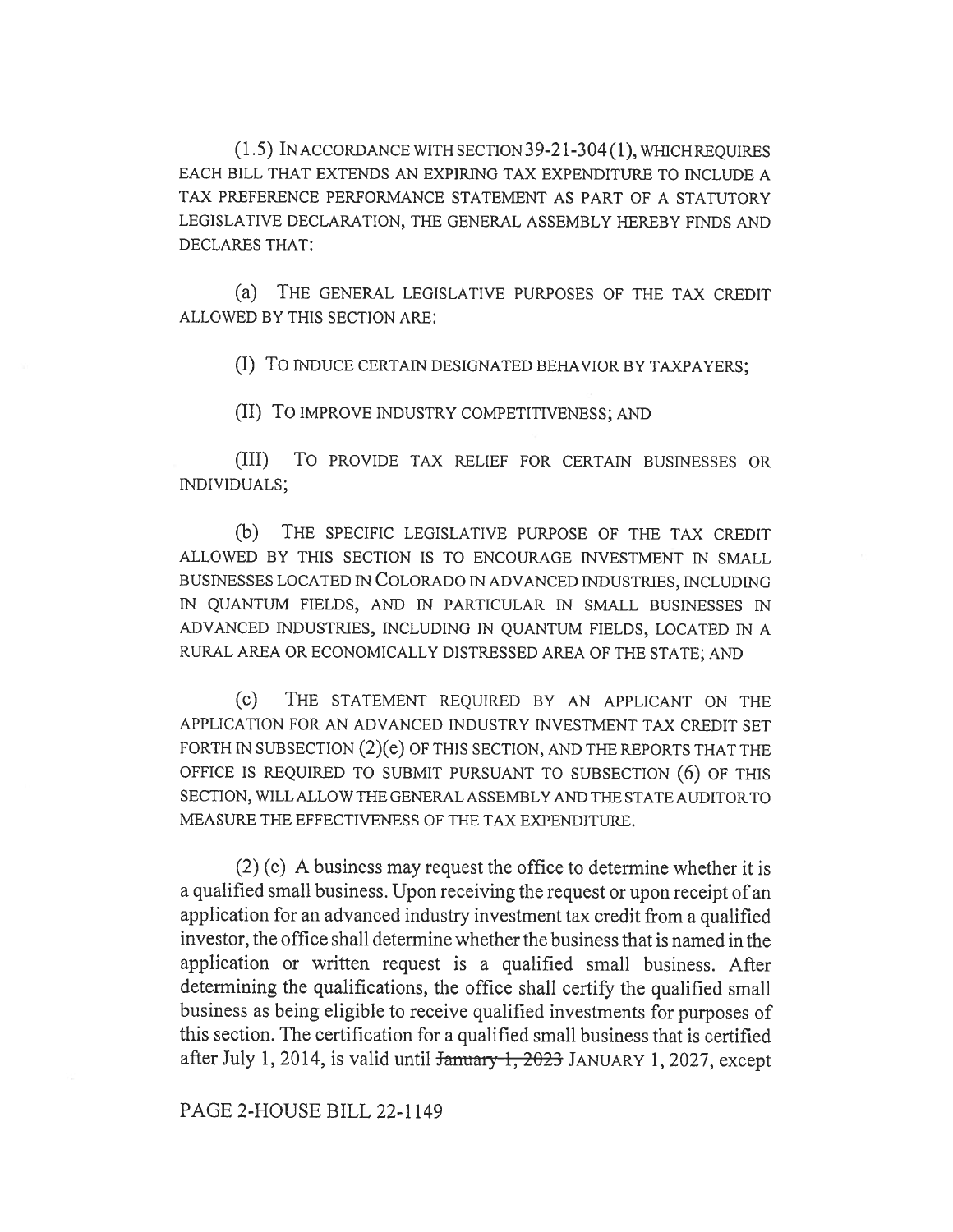(1.5) IN ACCORDANCE WITH SECTION 39-21-304 (1), WHICH REQUIRES EACH BILL THAT EXTENDS AN EXPIRING TAX EXPENDITURE TO INCLUDE A TAX PREFERENCE PERFORMANCE STATEMENT AS PART OF A STATUTORY LEGISLATIVE DECLARATION, THE GENERAL ASSEMBLY HEREBY FINDS AND DECLARES THAT:

(a) THE GENERAL LEGISLATIVE PURPOSES OF THE TAX CREDIT ALLOWED BY THIS SECTION ARE:

(I) TO INDUCE CERTAIN DESIGNATED BEHAVIOR BY TAXPAYERS;

(II) TO IMPROVE INDUSTRY COMPETITIVENESS; AND

(III) TO PROVIDE TAX RELIEF FOR CERTAIN BUSINESSES OR INDIVIDUALS;

(b) THE SPECIFIC LEGISLATIVE PURPOSE OF THE TAX CREDIT ALLOWED BY THIS SECTION IS TO ENCOURAGE INVESTMENT IN SMALL BUSINESSES LOCATED IN COLORADO IN ADVANCED INDUSTRIES, INCLUDING IN QUANTUM FIELDS, AND IN PARTICULAR IN SMALL BUSINESSES IN ADVANCED INDUSTRIES, INCLUDING IN QUANTUM FIELDS, LOCATED IN A RURAL AREA OR ECONOMICALLY DISTRESSED AREA OF THE STATE; AND

(c) THE STATEMENT REQUIRED BY AN APPLICANT ON THE APPLICATION FOR AN ADVANCED INDUSTRY INVESTMENT TAX CREDIT SET FORTH IN SUBSECTION (2)(e) OF THIS SECTION, AND THE REPORTS THAT THE OFFICE IS REQUIRED TO SUBMIT PURSUANT TO SUBSECTION (6) OF THIS SECTION, WILL ALLOW THE GENERAL ASSEMBLY AND THE STATE AUDITOR TO MEASURE THE EFFECTIVENESS OF THE TAX EXPENDITURE.

(2) (c) A business may request the office to determine whether it is a qualified small business. Upon receiving the request or upon receipt of an application for an advanced industry investment tax credit from a qualified investor, the office shall determine whether the business that is named in the application or written request is a qualified small business. After determining the qualifications, the office shall certify the qualified small business as being eligible to receive qualified investments for purposes of this section. The certification for a qualified small business that is certified after July 1, 2014, is valid until ~~January 1, 2023~~ JANUARY 1, 2027, except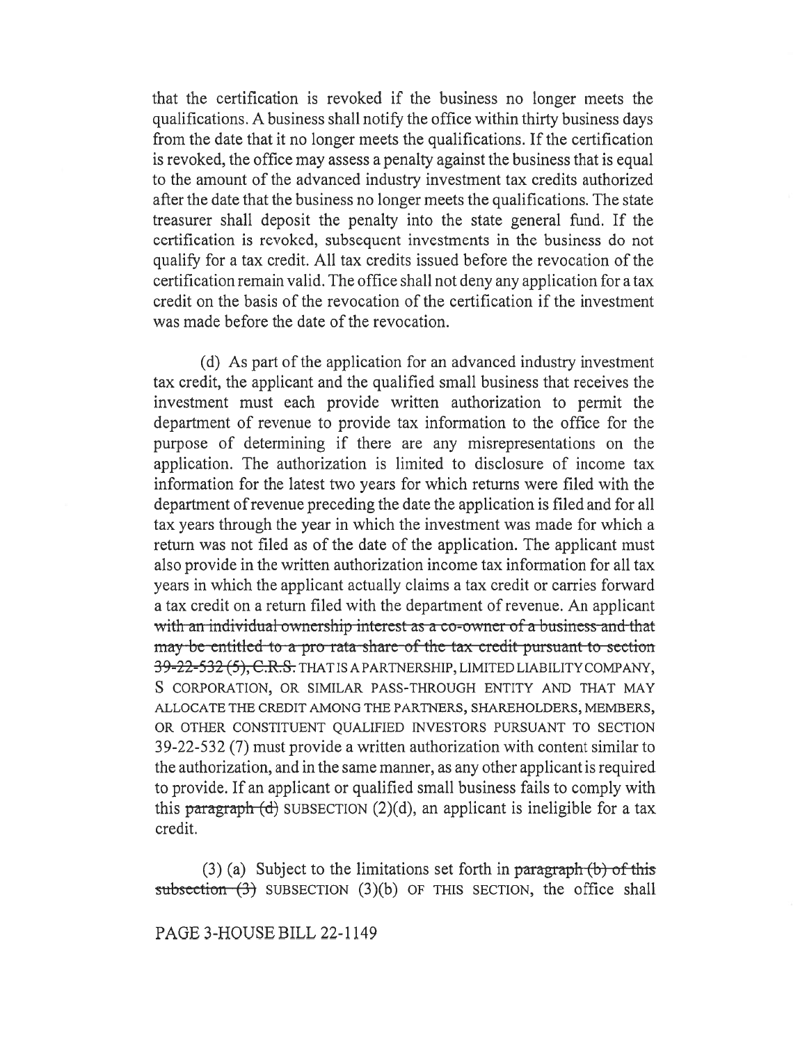that the certification is revoked if the business no longer meets the qualifications. A business shall notify the office within thirty business days from the date that it no longer meets the qualifications. If the certification is revoked, the office may assess a penalty against the business that is equal to the amount of the advanced industry investment tax credits authorized after the date that the business no longer meets the qualifications. The state treasurer shall deposit the penalty into the state general fund. If the certification is revoked, subsequent investments in the business do not qualify for a tax credit. All tax credits issued before the revocation of the certification remain valid. The office shall not deny any application for a tax credit on the basis of the revocation of the certification if the investment was made before the date of the revocation.

(d) As part of the application for an advanced industry investment tax credit, the applicant and the qualified small business that receives the investment must each provide written authorization to permit the department of revenue to provide tax information to the office for the purpose of determining if there are any misrepresentations on the application. The authorization is limited to disclosure of income tax information for the latest two years for which returns were filed with the department of revenue preceding the date the application is filed and for all tax years through the year in which the investment was made for which a return was not filed as of the date of the application. The applicant must also provide in the written authorization income tax information for all tax years in which the applicant actually claims a tax credit or carries forward a tax credit on a return filed with the department of revenue. An applicant ~~with an individual ownership interest as a co-owner of a business and that may be entitled to a pro rata share of the tax credit pursuant to section 39-22-532 (5), C.R.S.~~ THAT IS A PARTNERSHIP, LIMITED LIABILITY COMPANY, S CORPORATION, OR SIMILAR PASS-THROUGH ENTITY AND THAT MAY ALLOCATE THE CREDIT AMONG THE PARTNERS, SHAREHOLDERS, MEMBERS, OR OTHER CONSTITUENT QUALIFIED INVESTORS PURSUANT TO SECTION 39-22-532 (7) must provide a written authorization with content similar to the authorization, and in the same manner, as any other applicant is required to provide. If an applicant or qualified small business fails to comply with this ~~paragraph (d)~~ SUBSECTION (2)(d), an applicant is ineligible for a tax credit.

(3) (a) Subject to the limitations set forth in ~~paragraph (b) of this subsection (3)~~ SUBSECTION (3)(b) OF THIS SECTION, the office shall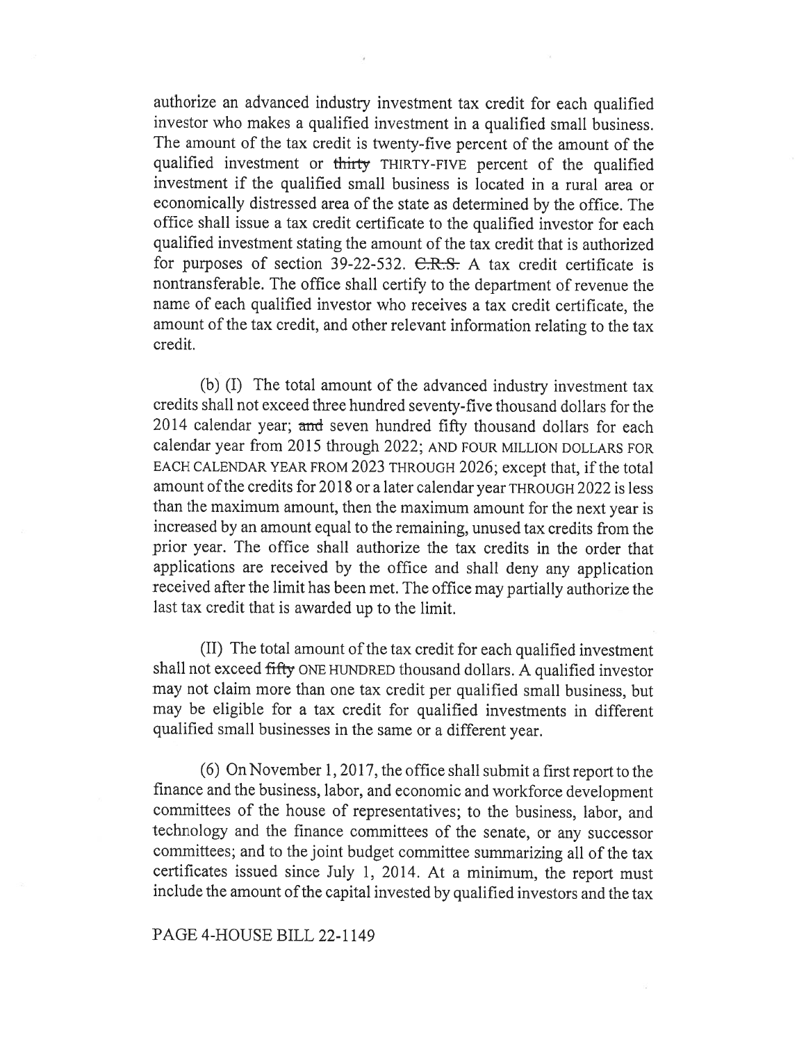authorize an advanced industry investment tax credit for each qualified investor who makes a qualified investment in a qualified small business. The amount of the tax credit is twenty-five percent of the amount of the qualified investment or ~~thirty~~ THIRTY-FIVE percent of the qualified investment if the qualified small business is located in a rural area or economically distressed area of the state as determined by the office. The office shall issue a tax credit certificate to the qualified investor for each qualified investment stating the amount of the tax credit that is authorized for purposes of section 39-22-532. ~~C.R.S.~~ A tax credit certificate is nontransferable. The office shall certify to the department of revenue the name of each qualified investor who receives a tax credit certificate, the amount of the tax credit, and other relevant information relating to the tax credit.

(b) (I) The total amount of the advanced industry investment tax credits shall not exceed three hundred seventy-five thousand dollars for the 2014 calendar year; ~~and~~ seven hundred fifty thousand dollars for each calendar year from 2015 through 2022; AND FOUR MILLION DOLLARS FOR EACH CALENDAR YEAR FROM 2023 THROUGH 2026; except that, if the total amount of the credits for 2018 or a later calendar year THROUGH 2022 is less than the maximum amount, then the maximum amount for the next year is increased by an amount equal to the remaining, unused tax credits from the prior year. The office shall authorize the tax credits in the order that applications are received by the office and shall deny any application received after the limit has been met. The office may partially authorize the last tax credit that is awarded up to the limit.

(II) The total amount of the tax credit for each qualified investment shall not exceed ~~fifty~~ ONE HUNDRED thousand dollars. A qualified investor may not claim more than one tax credit per qualified small business, but may be eligible for a tax credit for qualified investments in different qualified small businesses in the same or a different year.

(6) On November 1, 2017, the office shall submit a first report to the finance and the business, labor, and economic and workforce development committees of the house of representatives; to the business, labor, and technology and the finance committees of the senate, or any successor committees; and to the joint budget committee summarizing all of the tax certificates issued since July 1, 2014. At a minimum, the report must include the amount of the capital invested by qualified investors and the tax

PAGE 4-HOUSE BILL 22-1149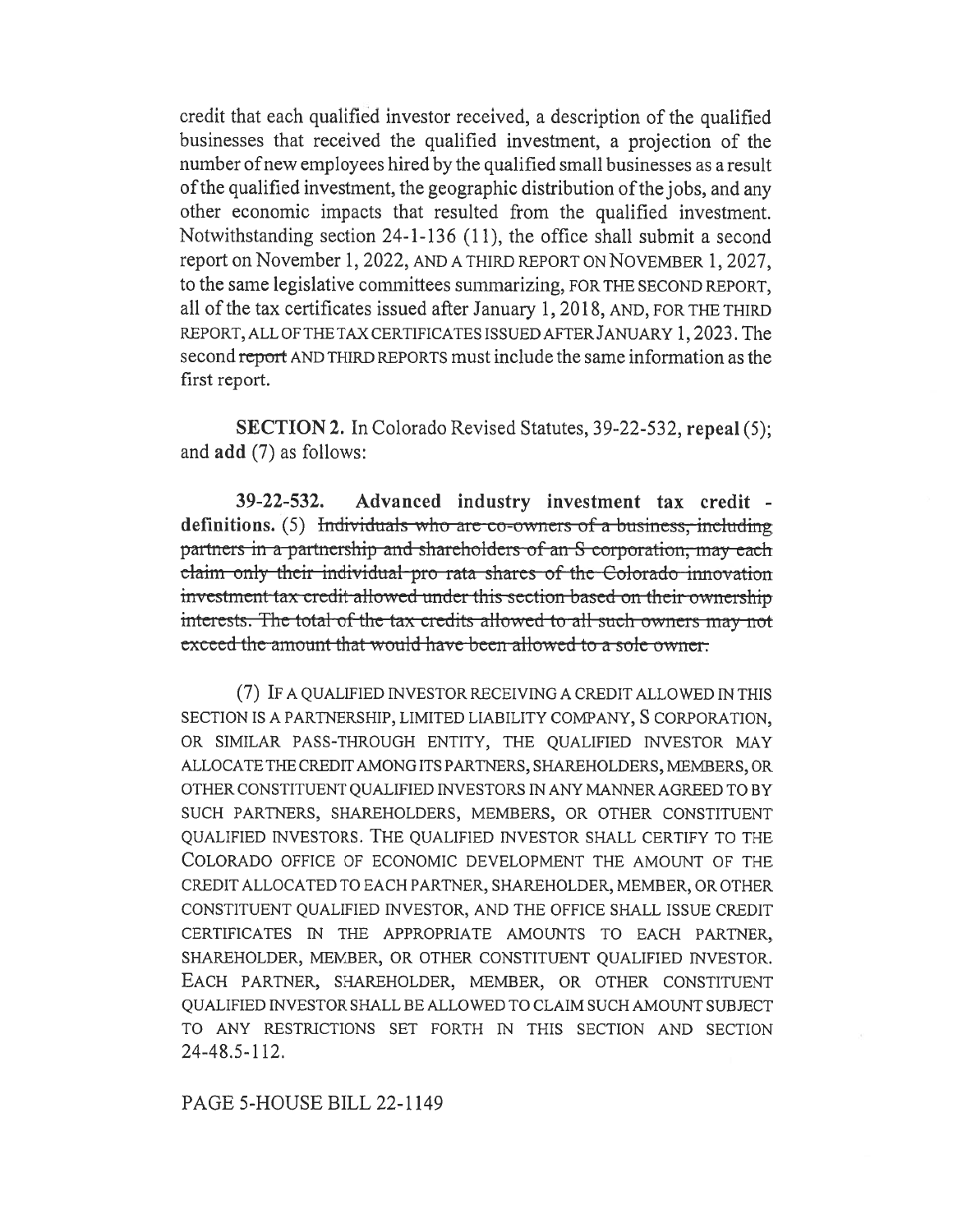credit that each qualified investor received, a description of the qualified businesses that received the qualified investment, a projection of the number of new employees hired by the qualified small businesses as a result of the qualified investment, the geographic distribution of the jobs, and any other economic impacts that resulted from the qualified investment. Notwithstanding section 24-1-136 (11), the office shall submit a second report on November 1, 2022, AND A THIRD REPORT ON NOVEMBER 1, 2027, to the same legislative committees summarizing, FOR THE SECOND REPORT, all of the tax certificates issued after January 1, 2018, AND, FOR THE THIRD REPORT, ALL OF THE TAX CERTIFICATES ISSUED AFTER JANUARY 1, 2023. The second ~~report~~ AND THIRD REPORTS must include the same information as the first report.

**SECTION 2.** In Colorado Revised Statutes, 39-22-532, **repeal** (5); and **add** (7) as follows:

**39-22-532. Advanced industry investment tax credit - definitions.** (5) ~~Individuals who are co-owners of a business, including partners in a partnership and shareholders of an S corporation, may each claim only their individual pro rata shares of the Colorado innovation investment tax credit allowed under this section based on their ownership interests. The total of the tax credits allowed to all such owners may not exceed the amount that would have been allowed to a sole owner.~~

(7) IF A QUALIFIED INVESTOR RECEIVING A CREDIT ALLOWED IN THIS SECTION IS A PARTNERSHIP, LIMITED LIABILITY COMPANY, S CORPORATION, OR SIMILAR PASS-THROUGH ENTITY, THE QUALIFIED INVESTOR MAY ALLOCATE THE CREDIT AMONG ITS PARTNERS, SHAREHOLDERS, MEMBERS, OR OTHER CONSTITUENT QUALIFIED INVESTORS IN ANY MANNER AGREED TO BY SUCH PARTNERS, SHAREHOLDERS, MEMBERS, OR OTHER CONSTITUENT QUALIFIED INVESTORS. THE QUALIFIED INVESTOR SHALL CERTIFY TO THE COLORADO OFFICE OF ECONOMIC DEVELOPMENT THE AMOUNT OF THE CREDIT ALLOCATED TO EACH PARTNER, SHAREHOLDER, MEMBER, OR OTHER CONSTITUENT QUALIFIED INVESTOR, AND THE OFFICE SHALL ISSUE CREDIT CERTIFICATES IN THE APPROPRIATE AMOUNTS TO EACH PARTNER, SHAREHOLDER, MEMBER, OR OTHER CONSTITUENT QUALIFIED INVESTOR. EACH PARTNER, SHAREHOLDER, MEMBER, OR OTHER CONSTITUENT QUALIFIED INVESTOR SHALL BE ALLOWED TO CLAIM SUCH AMOUNT SUBJECT TO ANY RESTRICTIONS SET FORTH IN THIS SECTION AND SECTION 24-48.5-112.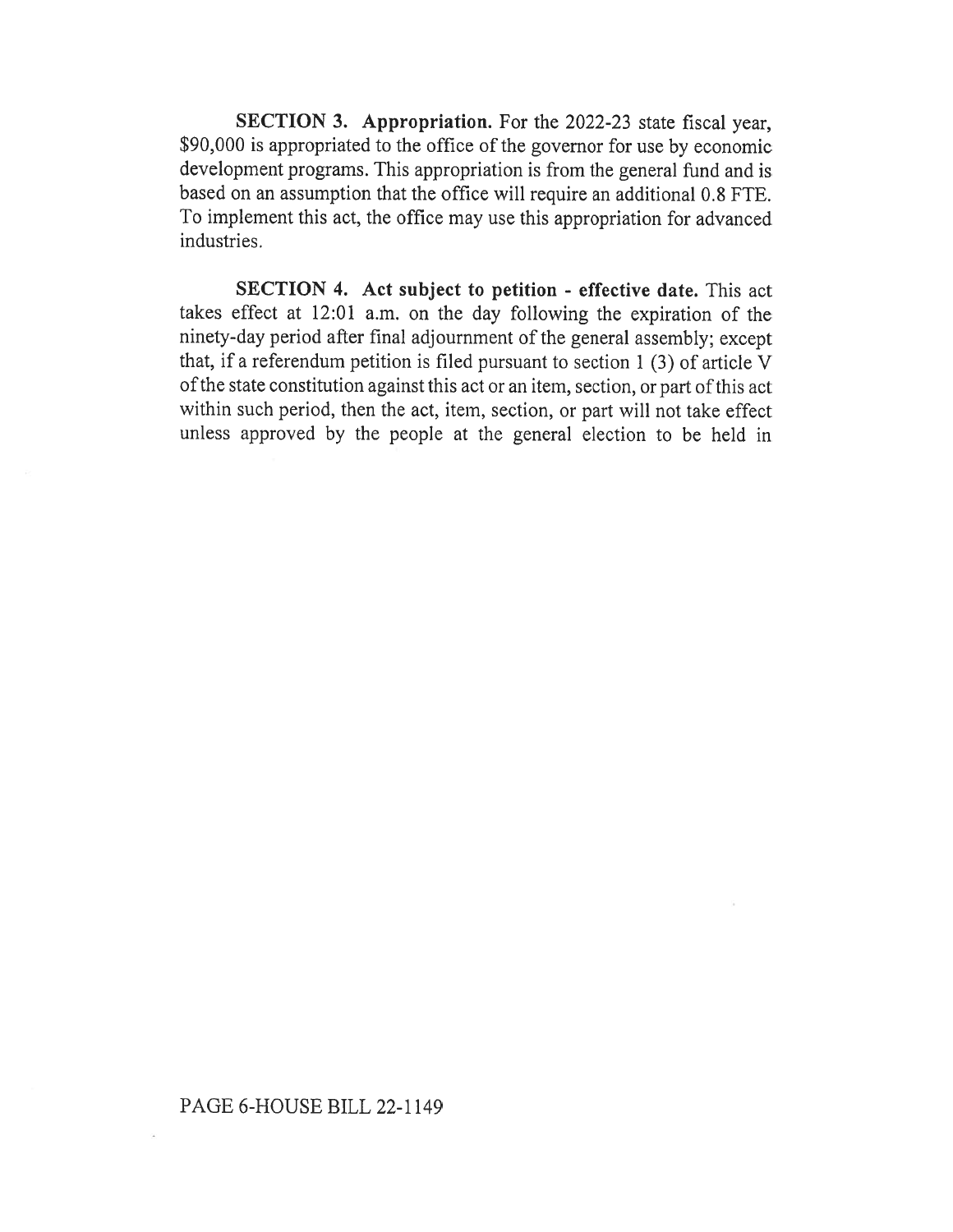**SECTION 3. Appropriation.** For the 2022-23 state fiscal year, \$90,000 is appropriated to the office of the governor for use by economic development programs. This appropriation is from the general fund and is based on an assumption that the office will require an additional 0.8 FTE. To implement this act, the office may use this appropriation for advanced industries.

**SECTION 4. Act subject to petition - effective date.** This act takes effect at 12:01 a.m. on the day following the expiration of the ninety-day period after final adjournment of the general assembly; except that, if a referendum petition is filed pursuant to section 1 (3) of article V of the state constitution against this act or an item, section, or part of this act within such period, then the act, item, section, or part will not take effect unless approved by the people at the general election to be held in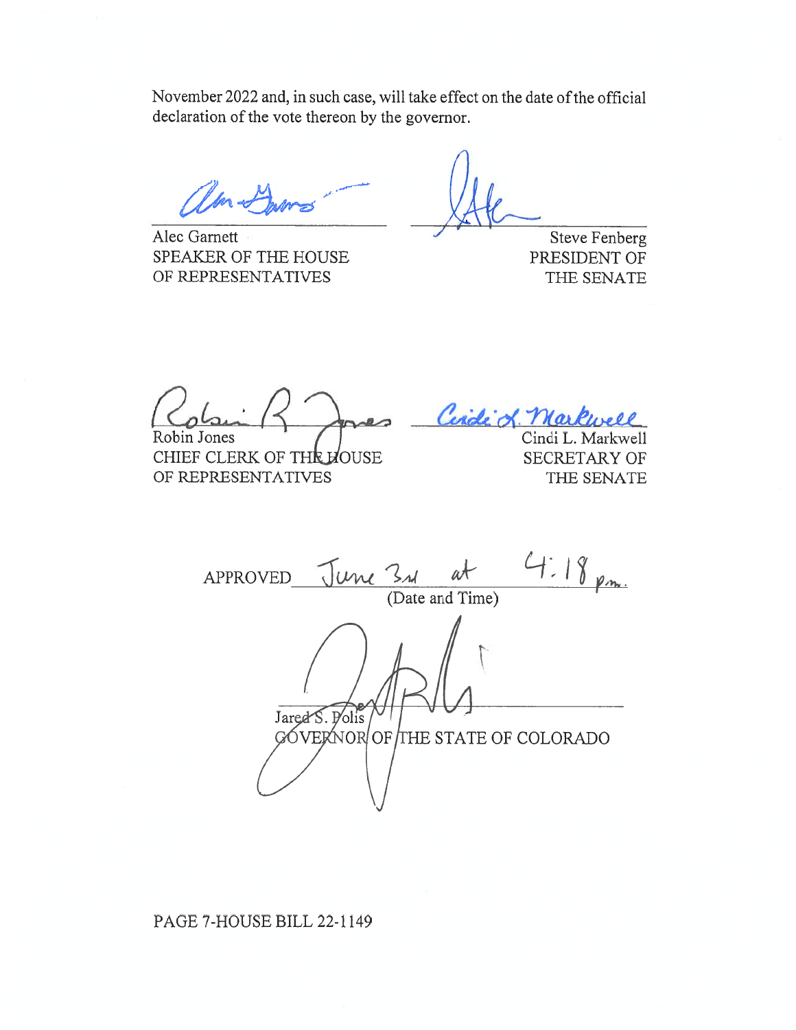November 2022 and, in such case, will take effect on the date of the official declaration of the vote thereon by the governor.

Alec Garnett
SPEAKER OF THE HOUSE
OF REPRESENTATIVES

Steve Fenberg
PRESIDENT OF
THE SENATE

Robin Jones
CHIEF CLERK OF THE HOUSE
OF REPRESENTATIVES

Cindi L. Markwell
SECRETARY OF
THE SENATE

APPROVED June 3rd at 4:18 p.m.
(Date and Time)

Jared S. Polis
GOVERNOR OF THE STATE OF COLORADO

PAGE 7-HOUSE BILL 22-1149